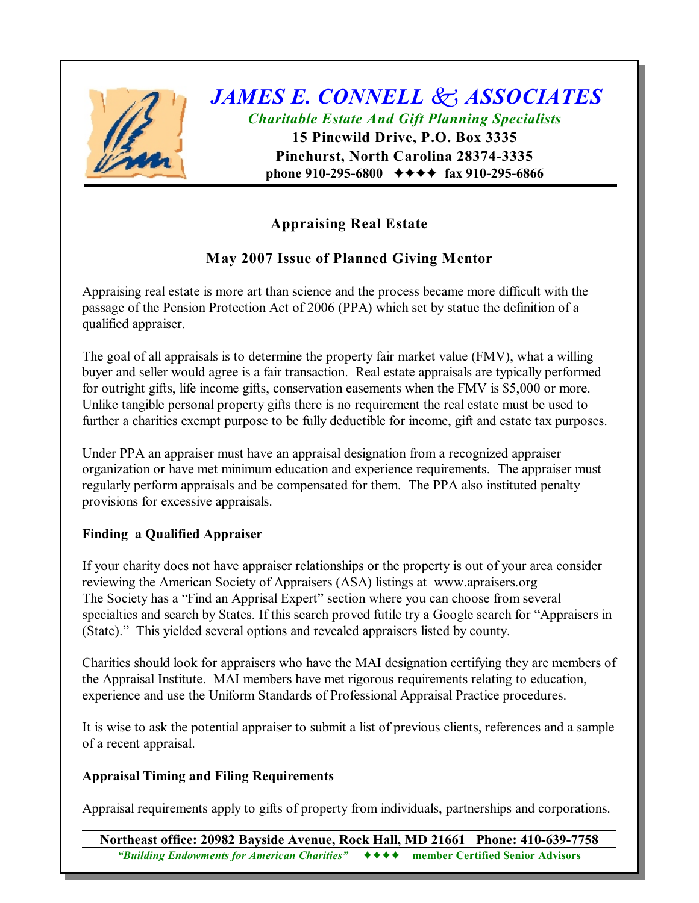# *JAMES E. CONNELL & ASSOCIATES*

***Charitable Estate And Gift Planning Specialists***

**15 Pinewild Drive, P.O. Box 3335**
**Pinehurst, North Carolina 28374-3335**
**phone 910-295-6800 ✦✦✦✦ fax 910-295-6866**

## Appraising Real Estate

### May 2007 Issue of Planned Giving Mentor

Appraising real estate is more art than science and the process became more difficult with the passage of the Pension Protection Act of 2006 (PPA) which set by statue the definition of a qualified appraiser.

The goal of all appraisals is to determine the property fair market value (FMV), what a willing buyer and seller would agree is a fair transaction. Real estate appraisals are typically performed for outright gifts, life income gifts, conservation easements when the FMV is $5,000 or more. Unlike tangible personal property gifts there is no requirement the real estate must be used to further a charities exempt purpose to be fully deductible for income, gift and estate tax purposes.

Under PPA an appraiser must have an appraisal designation from a recognized appraiser organization or have met minimum education and experience requirements. The appraiser must regularly perform appraisals and be compensated for them. The PPA also instituted penalty provisions for excessive appraisals.

**Finding a Qualified Appraiser**

If your charity does not have appraiser relationships or the property is out of your area consider reviewing the American Society of Appraisers (ASA) listings at www.apraisers.org The Society has a "Find an Apprisal Expert" section where you can choose from several specialties and search by States. If this search proved futile try a Google search for "Appraisers in (State)." This yielded several options and revealed appraisers listed by county.

Charities should look for appraisers who have the MAI designation certifying they are members of the Appraisal Institute. MAI members have met rigorous requirements relating to education, experience and use the Uniform Standards of Professional Appraisal Practice procedures.

It is wise to ask the potential appraiser to submit a list of previous clients, references and a sample of a recent appraisal.

**Appraisal Timing and Filing Requirements**

Appraisal requirements apply to gifts of property from individuals, partnerships and corporations.

**Northeast office: 20982 Bayside Avenue, Rock Hall, MD 21661 Phone: 410-639-7758**

***"Building Endowments for American Charities"*** **✦✦✦✦ member Certified Senior Advisors**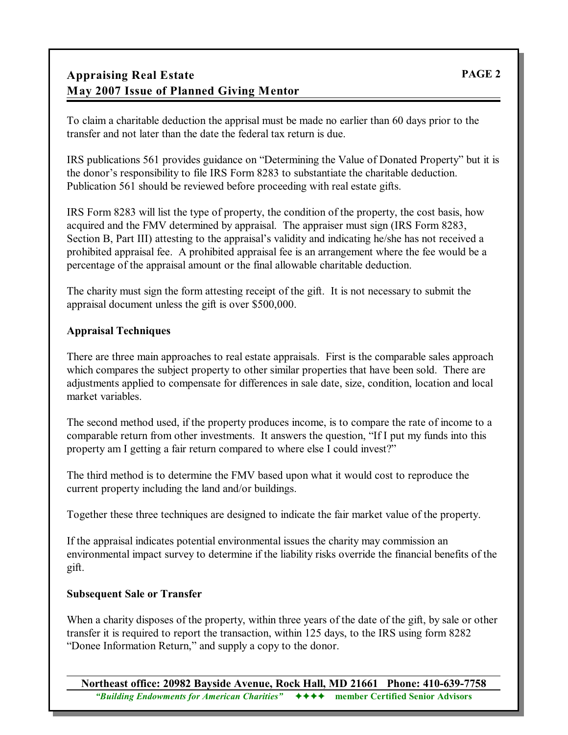To claim a charitable deduction the apprisal must be made no earlier than 60 days prior to the transfer and not later than the date the federal tax return is due.

IRS publications 561 provides guidance on "Determining the Value of Donated Property" but it is the donor's responsibility to file IRS Form 8283 to substantiate the charitable deduction. Publication 561 should be reviewed before proceeding with real estate gifts.

IRS Form 8283 will list the type of property, the condition of the property, the cost basis, how acquired and the FMV determined by appraisal. The appraiser must sign (IRS Form 8283, Section B, Part III) attesting to the appraisal's validity and indicating he/she has not received a prohibited appraisal fee. A prohibited appraisal fee is an arrangement where the fee would be a percentage of the appraisal amount or the final allowable charitable deduction.

The charity must sign the form attesting receipt of the gift. It is not necessary to submit the appraisal document unless the gift is over $500,000.

**Appraisal Techniques**

There are three main approaches to real estate appraisals. First is the comparable sales approach which compares the subject property to other similar properties that have been sold. There are adjustments applied to compensate for differences in sale date, size, condition, location and local market variables.

The second method used, if the property produces income, is to compare the rate of income to a comparable return from other investments. It answers the question, "If I put my funds into this property am I getting a fair return compared to where else I could invest?"

The third method is to determine the FMV based upon what it would cost to reproduce the current property including the land and/or buildings.

Together these three techniques are designed to indicate the fair market value of the property.

If the appraisal indicates potential environmental issues the charity may commission an environmental impact survey to determine if the liability risks override the financial benefits of the gift.

**Subsequent Sale or Transfer**

When a charity disposes of the property, within three years of the date of the gift, by sale or other transfer it is required to report the transaction, within 125 days, to the IRS using form 8282 "Donee Information Return," and supply a copy to the donor.